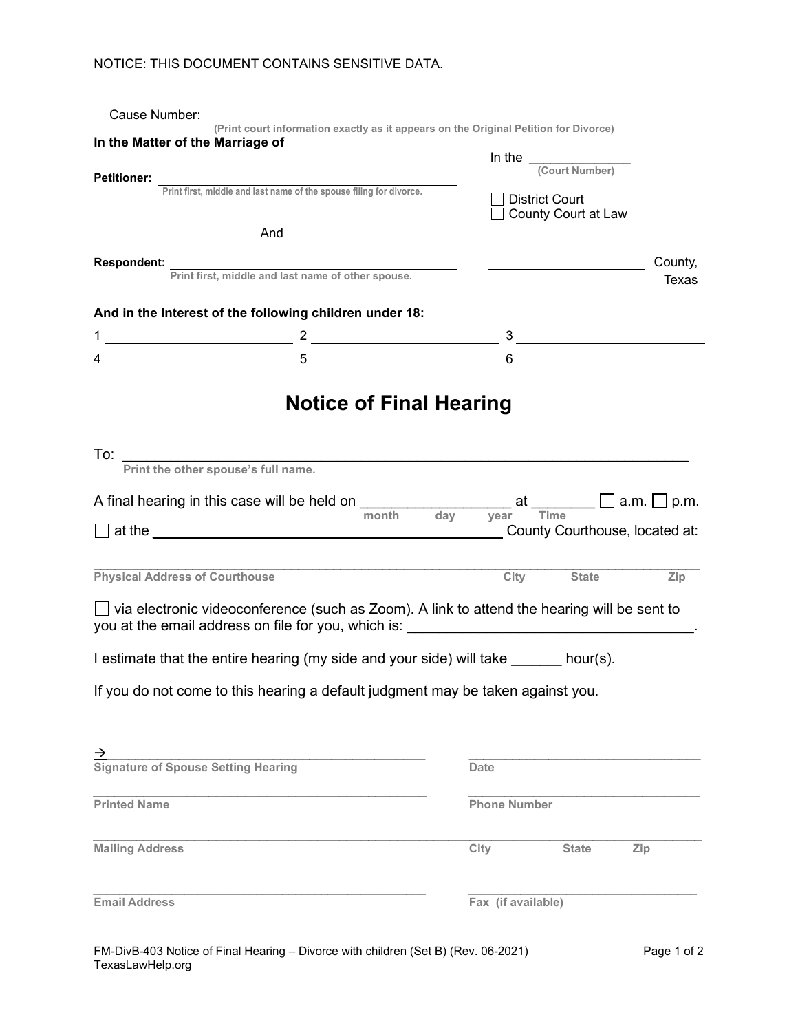NOTICE: THIS DOCUMENT CONTAINS SENSITIVE DATA.

Cause Number: ______________________________

(Print court information exactly as it appears on the Original Petition for Divorce)

**In the Matter of the Marriage of**

**Petitioner:** ______________________________
Print first, middle and last name of the spouse filing for divorce.

And

**Respondent:** ______________________________
Print first, middle and last name of other spouse.

In the ____________ (Court Number)

☐ District Court
☐ County Court at Law

____________________ County, Texas

**And in the Interest of the following children under 18:**

1 ____________________ 2 ____________________ 3 ____________________

4 ____________________ 5 ____________________ 6 ____________________

# Notice of Final Hearing

To: ________________________________________________
Print the other spouse's full name.

A final hearing in this case will be held on __________________ (month day year) at ________ (Time) ☐ a.m. ☐ p.m.

☐ at the ______________________________ County Courthouse, located at:

____________________________________________________________
Physical Address of Courthouse City State Zip

☐ via electronic videoconference (such as Zoom). A link to attend the hearing will be sent to you at the email address on file for you, which is: ______________________________.

I estimate that the entire hearing (my side and your side) will take ______ hour(s).

If you do not come to this hearing a default judgment may be taken against you.

→ ______________________________
Signature of Spouse Setting Hearing

______________________________
Date

______________________________
Printed Name

______________________________
Phone Number

______________________________
Mailing Address City State Zip

______________________________
Email Address

______________________________
Fax (if available)

FM-DivB-403 Notice of Final Hearing – Divorce with children (Set B) (Rev. 06-2021)
TexasLawHelp.org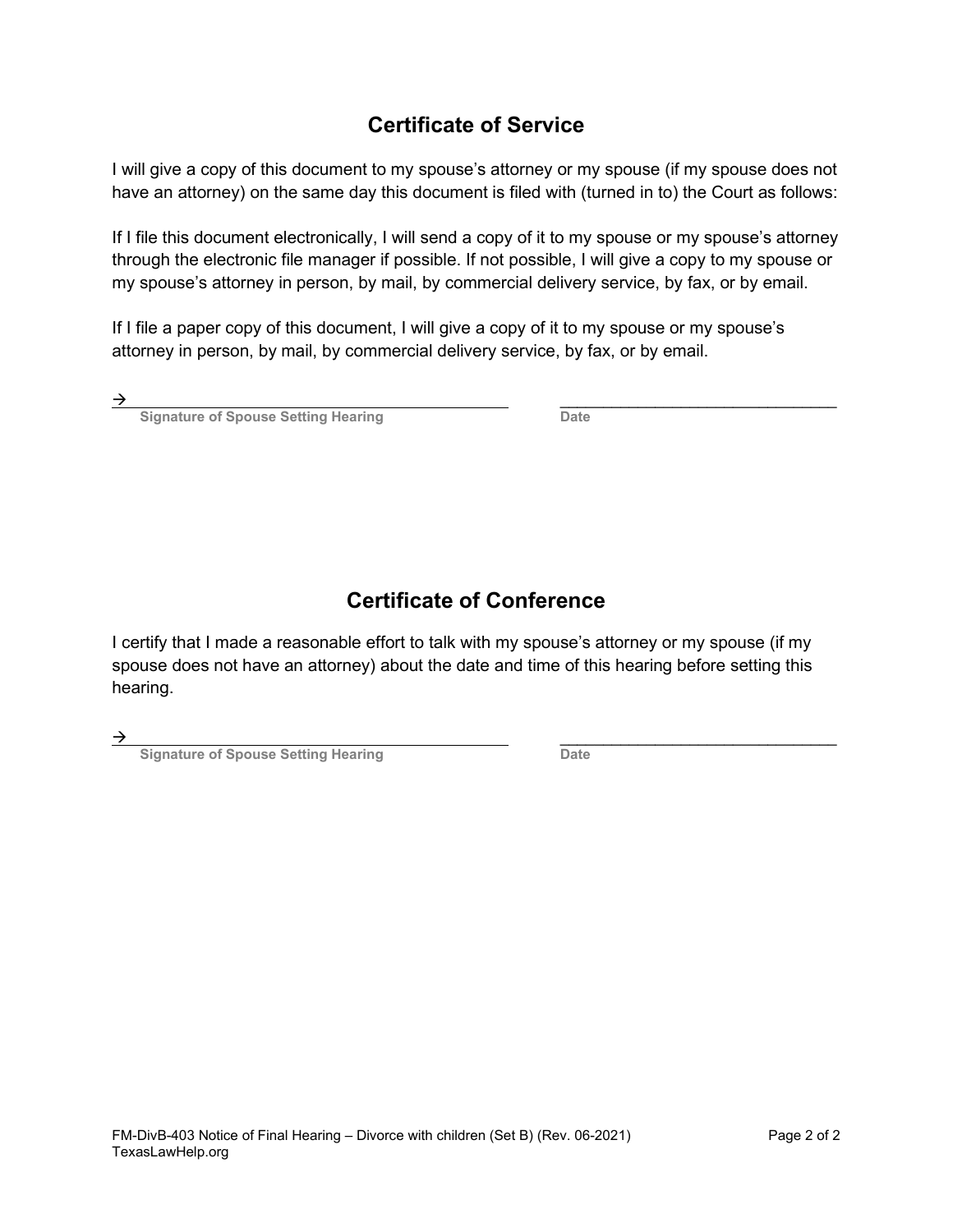## Certificate of Service

I will give a copy of this document to my spouse's attorney or my spouse (if my spouse does not have an attorney) on the same day this document is filed with (turned in to) the Court as follows:

If I file this document electronically, I will send a copy of it to my spouse or my spouse's attorney through the electronic file manager if possible. If not possible, I will give a copy to my spouse or my spouse's attorney in person, by mail, by commercial delivery service, by fax, or by email.

If I file a paper copy of this document, I will give a copy of it to my spouse or my spouse's attorney in person, by mail, by commercial delivery service, by fax, or by email.

→ ______________________________________ ______________________________

**Signature of Spouse Setting Hearing** **Date**

## Certificate of Conference

I certify that I made a reasonable effort to talk with my spouse's attorney or my spouse (if my spouse does not have an attorney) about the date and time of this hearing before setting this hearing.

→ ______________________________________ ______________________________

**Signature of Spouse Setting Hearing** **Date**

FM-DivB-403 Notice of Final Hearing – Divorce with children (Set B) (Rev. 06-2021)
TexasLawHelp.org